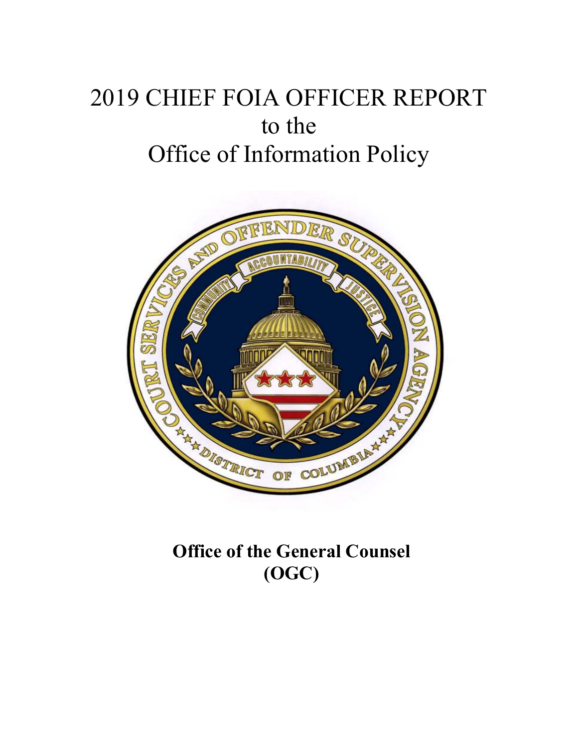# 2019 CHIEF FOIA OFFICER REPORT
# to the
# Office of Information Policy

**Office of the General Counsel (OGC)**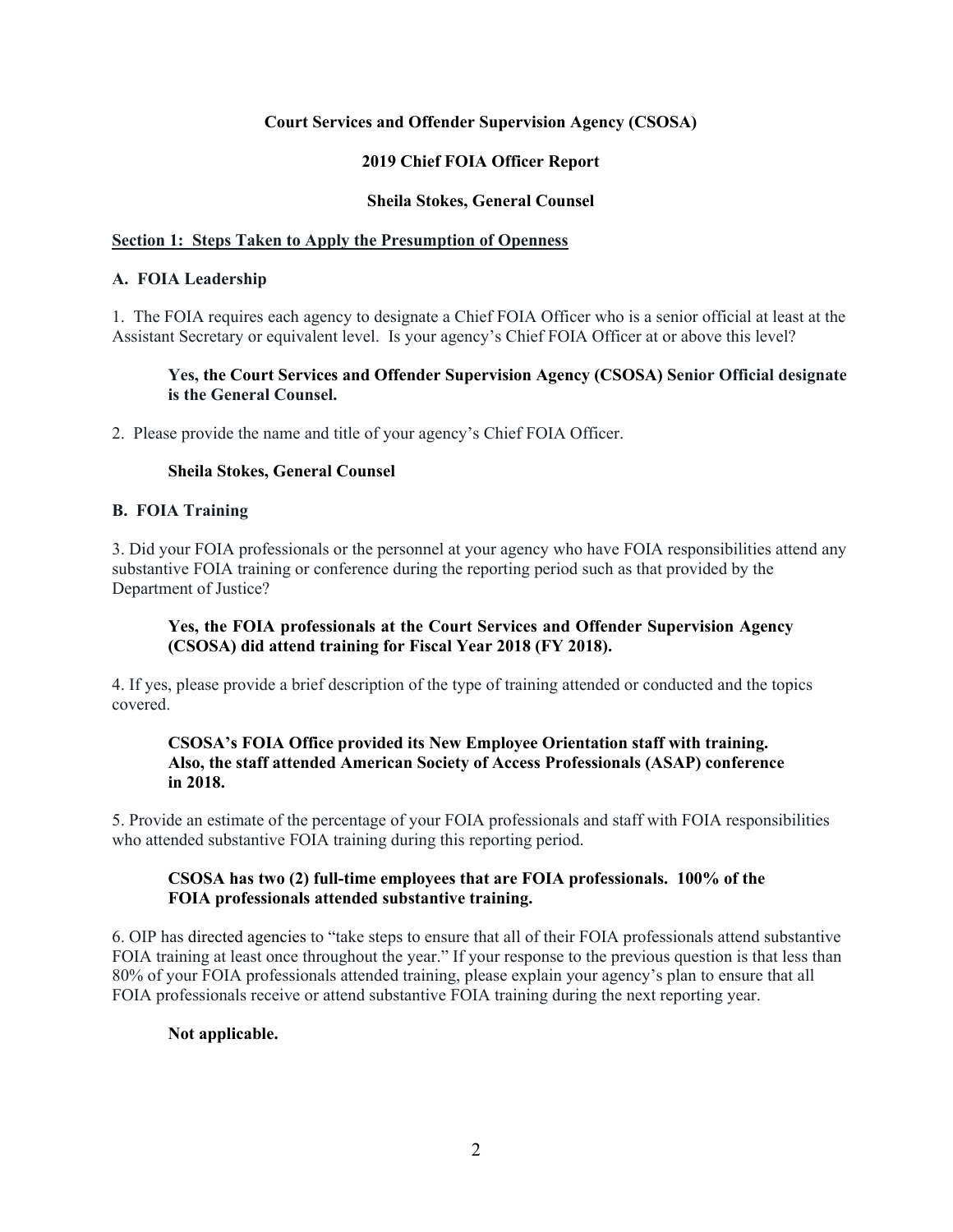**Court Services and Offender Supervision Agency (CSOSA)**

**2019 Chief FOIA Officer Report**

**Sheila Stokes, General Counsel**

## Section 1: Steps Taken to Apply the Presumption of Openness

### A. FOIA Leadership

1. The FOIA requires each agency to designate a Chief FOIA Officer who is a senior official at least at the Assistant Secretary or equivalent level. Is your agency's Chief FOIA Officer at or above this level?

   **Yes, the Court Services and Offender Supervision Agency (CSOSA) Senior Official designate is the General Counsel.**

2. Please provide the name and title of your agency's Chief FOIA Officer.

   **Sheila Stokes, General Counsel**

### B. FOIA Training

3. Did your FOIA professionals or the personnel at your agency who have FOIA responsibilities attend any substantive FOIA training or conference during the reporting period such as that provided by the Department of Justice?

   **Yes, the FOIA professionals at the Court Services and Offender Supervision Agency (CSOSA) did attend training for Fiscal Year 2018 (FY 2018).**

4. If yes, please provide a brief description of the type of training attended or conducted and the topics covered.

   **CSOSA's FOIA Office provided its New Employee Orientation staff with training. Also, the staff attended American Society of Access Professionals (ASAP) conference in 2018.**

5. Provide an estimate of the percentage of your FOIA professionals and staff with FOIA responsibilities who attended substantive FOIA training during this reporting period.

   **CSOSA has two (2) full-time employees that are FOIA professionals. 100% of the FOIA professionals attended substantive training.**

6. OIP has directed agencies to "take steps to ensure that all of their FOIA professionals attend substantive FOIA training at least once throughout the year." If your response to the previous question is that less than 80% of your FOIA professionals attended training, please explain your agency's plan to ensure that all FOIA professionals receive or attend substantive FOIA training during the next reporting year.

   **Not applicable.**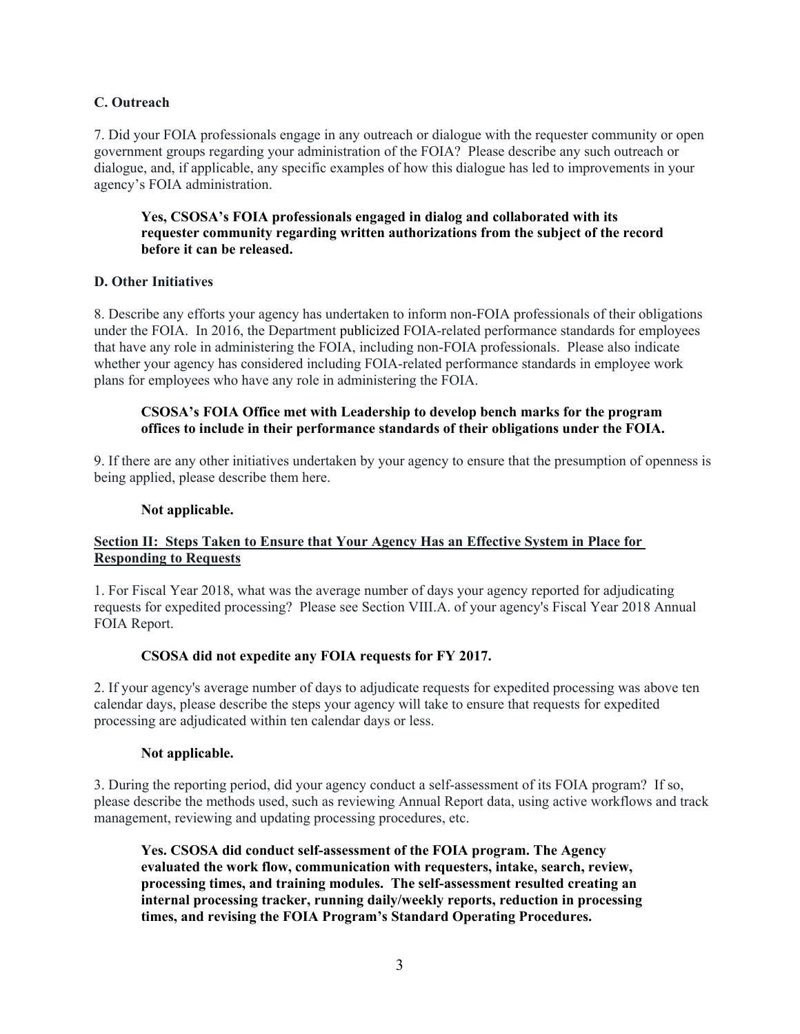### C. Outreach

7. Did your FOIA professionals engage in any outreach or dialogue with the requester community or open government groups regarding your administration of the FOIA? Please describe any such outreach or dialogue, and, if applicable, any specific examples of how this dialogue has led to improvements in your agency's FOIA administration.

> **Yes, CSOSA's FOIA professionals engaged in dialog and collaborated with its requester community regarding written authorizations from the subject of the record before it can be released.**

### D. Other Initiatives

8. Describe any efforts your agency has undertaken to inform non-FOIA professionals of their obligations under the FOIA. In 2016, the Department publicized FOIA-related performance standards for employees that have any role in administering the FOIA, including non-FOIA professionals. Please also indicate whether your agency has considered including FOIA-related performance standards in employee work plans for employees who have any role in administering the FOIA.

> **CSOSA's FOIA Office met with Leadership to develop bench marks for the program offices to include in their performance standards of their obligations under the FOIA.**

9. If there are any other initiatives undertaken by your agency to ensure that the presumption of openness is being applied, please describe them here.

> **Not applicable.**

## Section II: Steps Taken to Ensure that Your Agency Has an Effective System in Place for Responding to Requests

1. For Fiscal Year 2018, what was the average number of days your agency reported for adjudicating requests for expedited processing? Please see Section VIII.A. of your agency's Fiscal Year 2018 Annual FOIA Report.

> **CSOSA did not expedite any FOIA requests for FY 2017.**

2. If your agency's average number of days to adjudicate requests for expedited processing was above ten calendar days, please describe the steps your agency will take to ensure that requests for expedited processing are adjudicated within ten calendar days or less.

> **Not applicable.**

3. During the reporting period, did your agency conduct a self-assessment of its FOIA program? If so, please describe the methods used, such as reviewing Annual Report data, using active workflows and track management, reviewing and updating processing procedures, etc.

> **Yes. CSOSA did conduct self-assessment of the FOIA program. The Agency evaluated the work flow, communication with requesters, intake, search, review, processing times, and training modules. The self-assessment resulted creating an internal processing tracker, running daily/weekly reports, reduction in processing times, and revising the FOIA Program's Standard Operating Procedures.**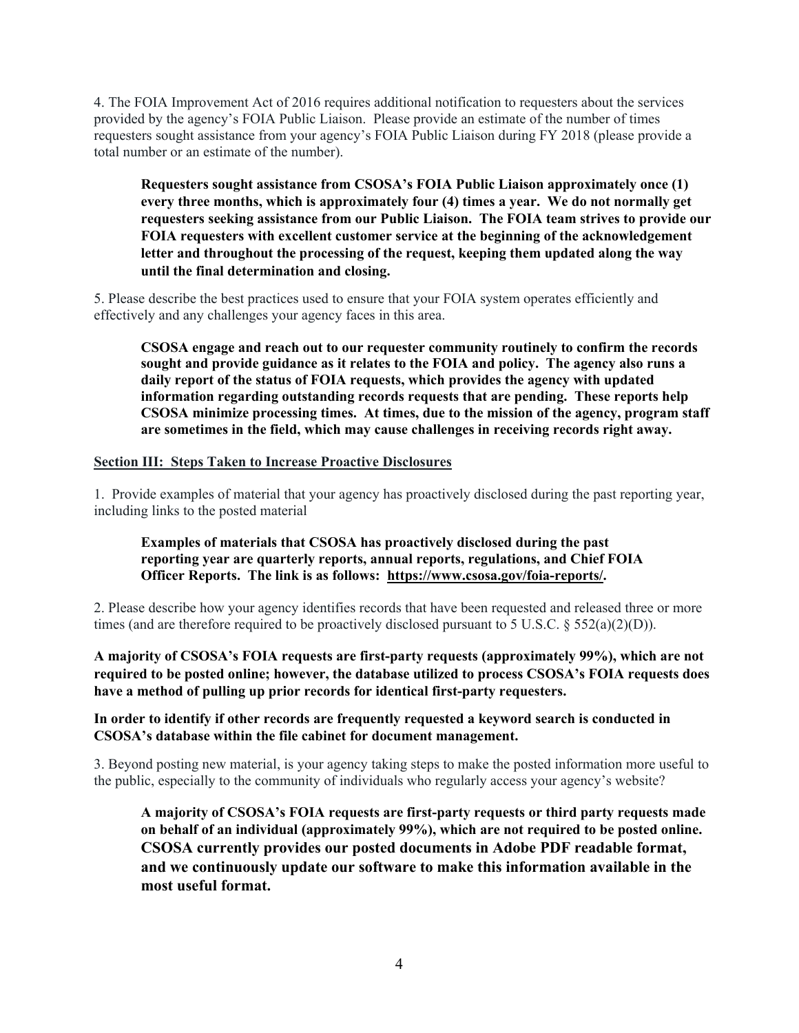4. The FOIA Improvement Act of 2016 requires additional notification to requesters about the services provided by the agency's FOIA Public Liaison. Please provide an estimate of the number of times requesters sought assistance from your agency's FOIA Public Liaison during FY 2018 (please provide a total number or an estimate of the number).

**Requesters sought assistance from CSOSA's FOIA Public Liaison approximately once (1) every three months, which is approximately four (4) times a year. We do not normally get requesters seeking assistance from our Public Liaison. The FOIA team strives to provide our FOIA requesters with excellent customer service at the beginning of the acknowledgement letter and throughout the processing of the request, keeping them updated along the way until the final determination and closing.**

5. Please describe the best practices used to ensure that your FOIA system operates efficiently and effectively and any challenges your agency faces in this area.

**CSOSA engage and reach out to our requester community routinely to confirm the records sought and provide guidance as it relates to the FOIA and policy. The agency also runs a daily report of the status of FOIA requests, which provides the agency with updated information regarding outstanding records requests that are pending. These reports help CSOSA minimize processing times. At times, due to the mission of the agency, program staff are sometimes in the field, which may cause challenges in receiving records right away.**

## Section III: Steps Taken to Increase Proactive Disclosures

1. Provide examples of material that your agency has proactively disclosed during the past reporting year, including links to the posted material

**Examples of materials that CSOSA has proactively disclosed during the past reporting year are quarterly reports, annual reports, regulations, and Chief FOIA Officer Reports. The link is as follows: https://www.csosa.gov/foia-reports/.**

2. Please describe how your agency identifies records that have been requested and released three or more times (and are therefore required to be proactively disclosed pursuant to 5 U.S.C. § 552(a)(2)(D)).

**A majority of CSOSA's FOIA requests are first-party requests (approximately 99%), which are not required to be posted online; however, the database utilized to process CSOSA's FOIA requests does have a method of pulling up prior records for identical first-party requesters.**

**In order to identify if other records are frequently requested a keyword search is conducted in CSOSA's database within the file cabinet for document management.**

3. Beyond posting new material, is your agency taking steps to make the posted information more useful to the public, especially to the community of individuals who regularly access your agency's website?

**A majority of CSOSA's FOIA requests are first-party requests or third party requests made on behalf of an individual (approximately 99%), which are not required to be posted online. CSOSA currently provides our posted documents in Adobe PDF readable format, and we continuously update our software to make this information available in the most useful format.**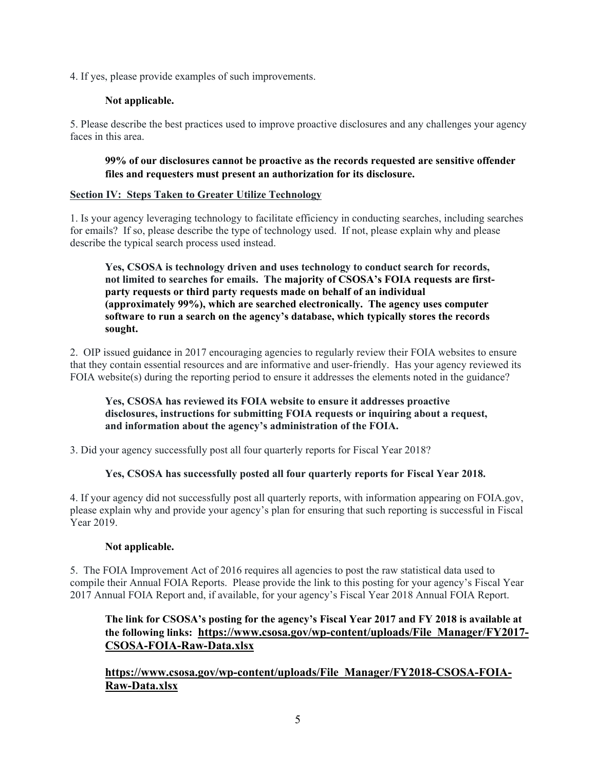4. If yes, please provide examples of such improvements.

**Not applicable.**

5. Please describe the best practices used to improve proactive disclosures and any challenges your agency faces in this area.

**99% of our disclosures cannot be proactive as the records requested are sensitive offender files and requesters must present an authorization for its disclosure.**

## Section IV: Steps Taken to Greater Utilize Technology

1. Is your agency leveraging technology to facilitate efficiency in conducting searches, including searches for emails? If so, please describe the type of technology used. If not, please explain why and please describe the typical search process used instead.

**Yes, CSOSA is technology driven and uses technology to conduct search for records, not limited to searches for emails. The majority of CSOSA's FOIA requests are first-party requests or third party requests made on behalf of an individual (approximately 99%), which are searched electronically. The agency uses computer software to run a search on the agency's database, which typically stores the records sought.**

2. OIP issued guidance in 2017 encouraging agencies to regularly review their FOIA websites to ensure that they contain essential resources and are informative and user-friendly. Has your agency reviewed its FOIA website(s) during the reporting period to ensure it addresses the elements noted in the guidance?

**Yes, CSOSA has reviewed its FOIA website to ensure it addresses proactive disclosures, instructions for submitting FOIA requests or inquiring about a request, and information about the agency's administration of the FOIA.**

3. Did your agency successfully post all four quarterly reports for Fiscal Year 2018?

**Yes, CSOSA has successfully posted all four quarterly reports for Fiscal Year 2018.**

4. If your agency did not successfully post all quarterly reports, with information appearing on FOIA.gov, please explain why and provide your agency's plan for ensuring that such reporting is successful in Fiscal Year 2019.

**Not applicable.**

5. The FOIA Improvement Act of 2016 requires all agencies to post the raw statistical data used to compile their Annual FOIA Reports. Please provide the link to this posting for your agency's Fiscal Year 2017 Annual FOIA Report and, if available, for your agency's Fiscal Year 2018 Annual FOIA Report.

**The link for CSOSA's posting for the agency's Fiscal Year 2017 and FY 2018 is available at the following links: https://www.csosa.gov/wp-content/uploads/File_Manager/FY2017-CSOSA-FOIA-Raw-Data.xlsx**

**https://www.csosa.gov/wp-content/uploads/File_Manager/FY2018-CSOSA-FOIA-Raw-Data.xlsx**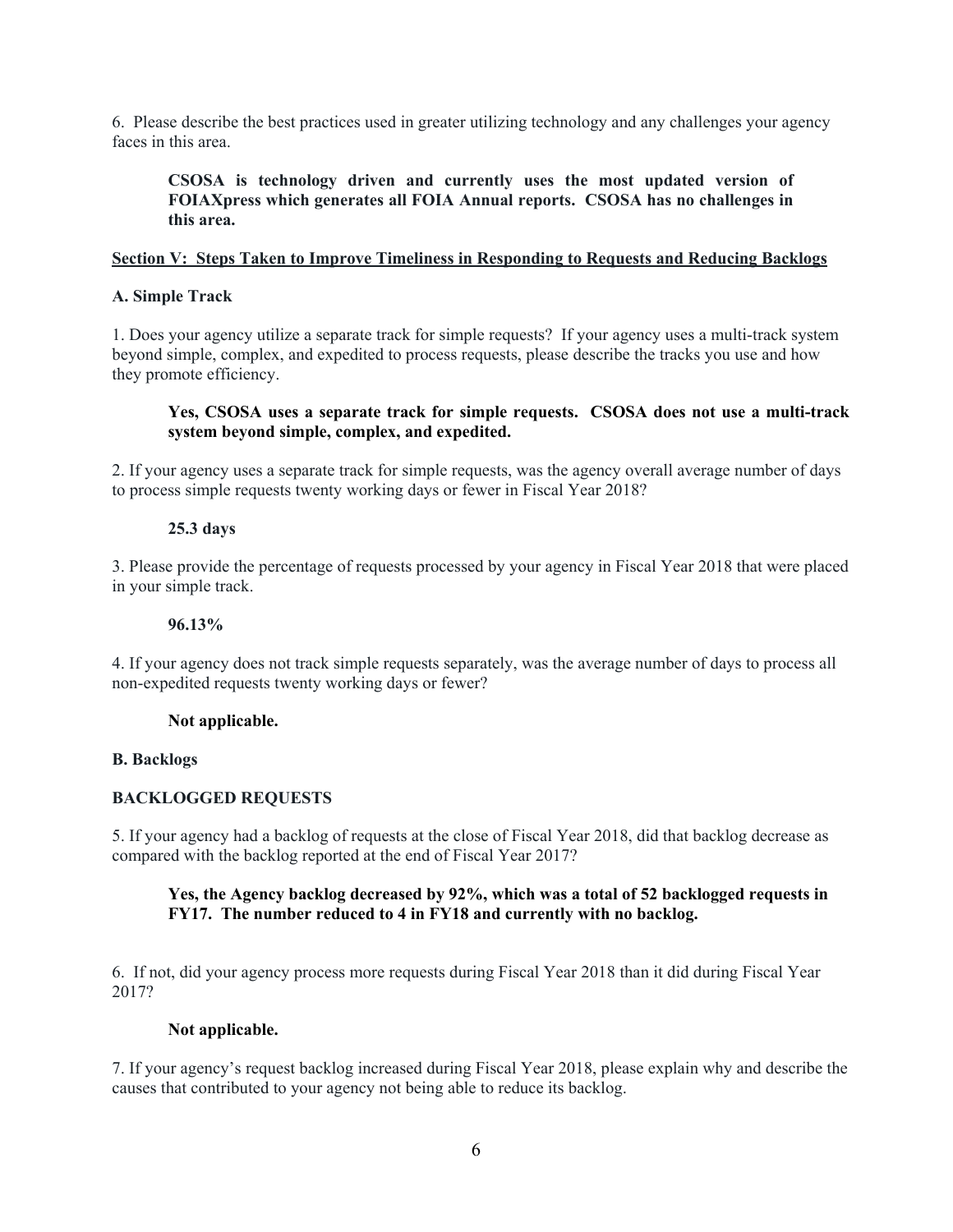6. Please describe the best practices used in greater utilizing technology and any challenges your agency faces in this area.

> **CSOSA is technology driven and currently uses the most updated version of FOIAXpress which generates all FOIA Annual reports. CSOSA has no challenges in this area.**

## Section V: Steps Taken to Improve Timeliness in Responding to Requests and Reducing Backlogs

### A. Simple Track

1. Does your agency utilize a separate track for simple requests? If your agency uses a multi-track system beyond simple, complex, and expedited to process requests, please describe the tracks you use and how they promote efficiency.

> **Yes, CSOSA uses a separate track for simple requests. CSOSA does not use a multi-track system beyond simple, complex, and expedited.**

2. If your agency uses a separate track for simple requests, was the agency overall average number of days to process simple requests twenty working days or fewer in Fiscal Year 2018?

> **25.3 days**

3. Please provide the percentage of requests processed by your agency in Fiscal Year 2018 that were placed in your simple track.

> **96.13%**

4. If your agency does not track simple requests separately, was the average number of days to process all non-expedited requests twenty working days or fewer?

> **Not applicable.**

### B. Backlogs

### BACKLOGGED REQUESTS

5. If your agency had a backlog of requests at the close of Fiscal Year 2018, did that backlog decrease as compared with the backlog reported at the end of Fiscal Year 2017?

> **Yes, the Agency backlog decreased by 92%, which was a total of 52 backlogged requests in FY17. The number reduced to 4 in FY18 and currently with no backlog.**

6. If not, did your agency process more requests during Fiscal Year 2018 than it did during Fiscal Year 2017?

> **Not applicable.**

7. If your agency's request backlog increased during Fiscal Year 2018, please explain why and describe the causes that contributed to your agency not being able to reduce its backlog.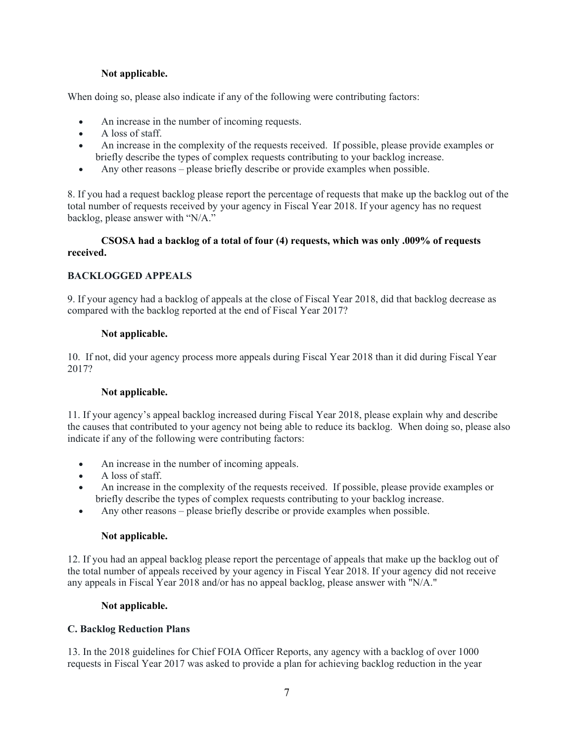**Not applicable.**

When doing so, please also indicate if any of the following were contributing factors:

- An increase in the number of incoming requests.
- A loss of staff.
- An increase in the complexity of the requests received. If possible, please provide examples or briefly describe the types of complex requests contributing to your backlog increase.
- Any other reasons – please briefly describe or provide examples when possible.

8. If you had a request backlog please report the percentage of requests that make up the backlog out of the total number of requests received by your agency in Fiscal Year 2018. If your agency has no request backlog, please answer with "N/A."

**CSOSA had a backlog of a total of four (4) requests, which was only .009% of requests received.**

**BACKLOGGED APPEALS**

9. If your agency had a backlog of appeals at the close of Fiscal Year 2018, did that backlog decrease as compared with the backlog reported at the end of Fiscal Year 2017?

**Not applicable.**

10. If not, did your agency process more appeals during Fiscal Year 2018 than it did during Fiscal Year 2017?

**Not applicable.**

11. If your agency's appeal backlog increased during Fiscal Year 2018, please explain why and describe the causes that contributed to your agency not being able to reduce its backlog. When doing so, please also indicate if any of the following were contributing factors:

- An increase in the number of incoming appeals.
- A loss of staff.
- An increase in the complexity of the requests received. If possible, please provide examples or briefly describe the types of complex requests contributing to your backlog increase.
- Any other reasons – please briefly describe or provide examples when possible.

**Not applicable.**

12. If you had an appeal backlog please report the percentage of appeals that make up the backlog out of the total number of appeals received by your agency in Fiscal Year 2018. If your agency did not receive any appeals in Fiscal Year 2018 and/or has no appeal backlog, please answer with "N/A."

**Not applicable.**

**C. Backlog Reduction Plans**

13. In the 2018 guidelines for Chief FOIA Officer Reports, any agency with a backlog of over 1000 requests in Fiscal Year 2017 was asked to provide a plan for achieving backlog reduction in the year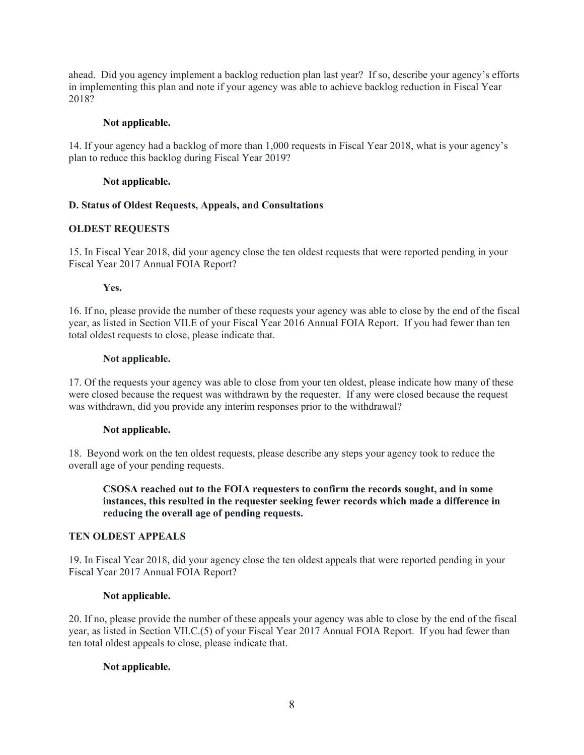ahead. Did you agency implement a backlog reduction plan last year? If so, describe your agency's efforts in implementing this plan and note if your agency was able to achieve backlog reduction in Fiscal Year 2018?

**Not applicable.**

14. If your agency had a backlog of more than 1,000 requests in Fiscal Year 2018, what is your agency's plan to reduce this backlog during Fiscal Year 2019?

**Not applicable.**

**D. Status of Oldest Requests, Appeals, and Consultations**

**OLDEST REQUESTS**

15. In Fiscal Year 2018, did your agency close the ten oldest requests that were reported pending in your Fiscal Year 2017 Annual FOIA Report?

**Yes.**

16. If no, please provide the number of these requests your agency was able to close by the end of the fiscal year, as listed in Section VII.E of your Fiscal Year 2016 Annual FOIA Report. If you had fewer than ten total oldest requests to close, please indicate that.

**Not applicable.**

17. Of the requests your agency was able to close from your ten oldest, please indicate how many of these were closed because the request was withdrawn by the requester. If any were closed because the request was withdrawn, did you provide any interim responses prior to the withdrawal?

**Not applicable.**

18. Beyond work on the ten oldest requests, please describe any steps your agency took to reduce the overall age of your pending requests.

**CSOSA reached out to the FOIA requesters to confirm the records sought, and in some instances, this resulted in the requester seeking fewer records which made a difference in reducing the overall age of pending requests.**

**TEN OLDEST APPEALS**

19. In Fiscal Year 2018, did your agency close the ten oldest appeals that were reported pending in your Fiscal Year 2017 Annual FOIA Report?

**Not applicable.**

20. If no, please provide the number of these appeals your agency was able to close by the end of the fiscal year, as listed in Section VII.C.(5) of your Fiscal Year 2017 Annual FOIA Report. If you had fewer than ten total oldest appeals to close, please indicate that.

**Not applicable.**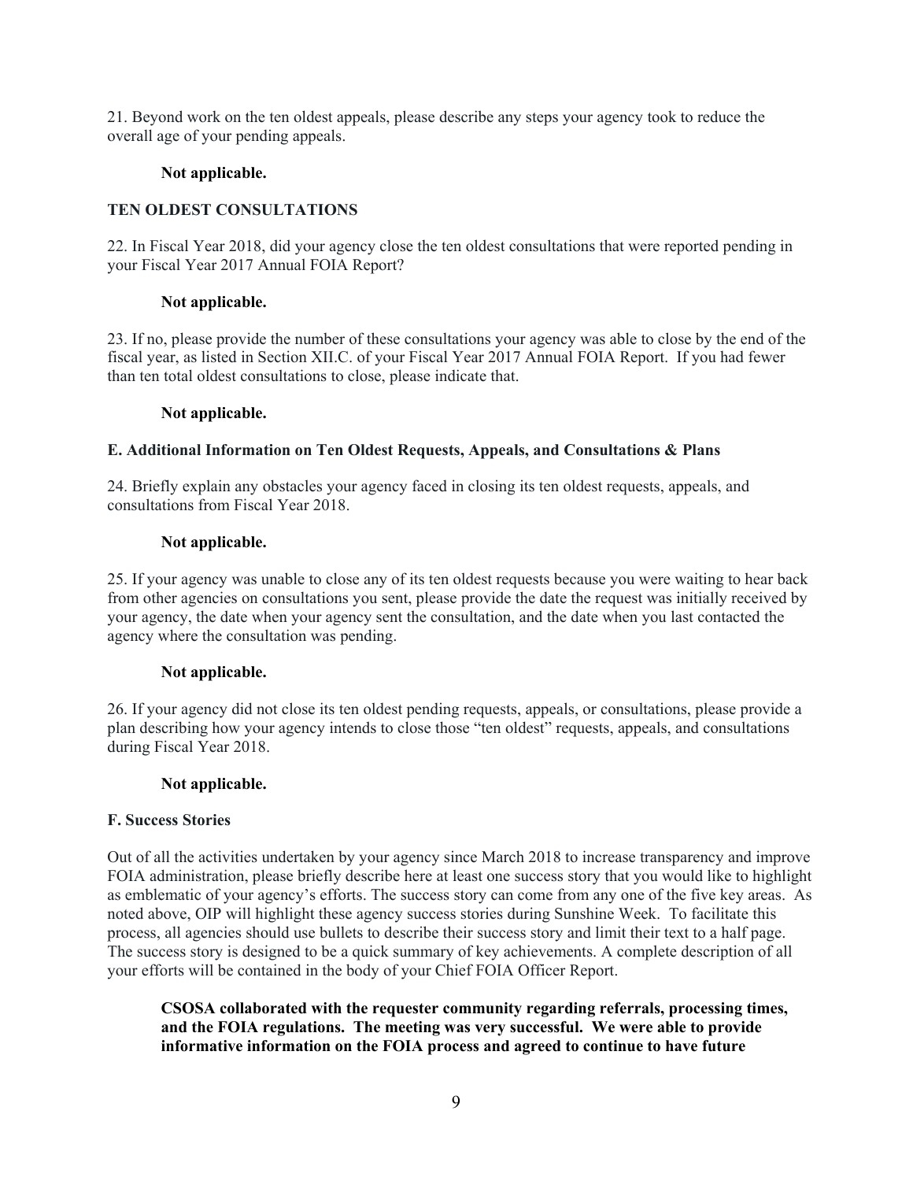21. Beyond work on the ten oldest appeals, please describe any steps your agency took to reduce the overall age of your pending appeals.

**Not applicable.**

**TEN OLDEST CONSULTATIONS**

22. In Fiscal Year 2018, did your agency close the ten oldest consultations that were reported pending in your Fiscal Year 2017 Annual FOIA Report?

**Not applicable.**

23. If no, please provide the number of these consultations your agency was able to close by the end of the fiscal year, as listed in Section XII.C. of your Fiscal Year 2017 Annual FOIA Report. If you had fewer than ten total oldest consultations to close, please indicate that.

**Not applicable.**

**E. Additional Information on Ten Oldest Requests, Appeals, and Consultations & Plans**

24. Briefly explain any obstacles your agency faced in closing its ten oldest requests, appeals, and consultations from Fiscal Year 2018.

**Not applicable.**

25. If your agency was unable to close any of its ten oldest requests because you were waiting to hear back from other agencies on consultations you sent, please provide the date the request was initially received by your agency, the date when your agency sent the consultation, and the date when you last contacted the agency where the consultation was pending.

**Not applicable.**

26. If your agency did not close its ten oldest pending requests, appeals, or consultations, please provide a plan describing how your agency intends to close those "ten oldest" requests, appeals, and consultations during Fiscal Year 2018.

**Not applicable.**

**F. Success Stories**

Out of all the activities undertaken by your agency since March 2018 to increase transparency and improve FOIA administration, please briefly describe here at least one success story that you would like to highlight as emblematic of your agency's efforts. The success story can come from any one of the five key areas. As noted above, OIP will highlight these agency success stories during Sunshine Week. To facilitate this process, all agencies should use bullets to describe their success story and limit their text to a half page. The success story is designed to be a quick summary of key achievements. A complete description of all your efforts will be contained in the body of your Chief FOIA Officer Report.

**CSOSA collaborated with the requester community regarding referrals, processing times, and the FOIA regulations. The meeting was very successful. We were able to provide informative information on the FOIA process and agreed to continue to have future**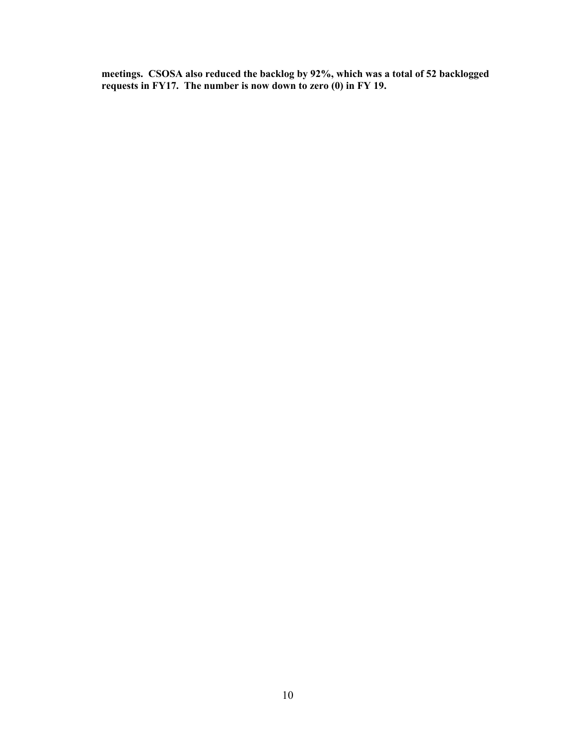**meetings. CSOSA also reduced the backlog by 92%, which was a total of 52 backlogged requests in FY17. The number is now down to zero (0) in FY 19.**